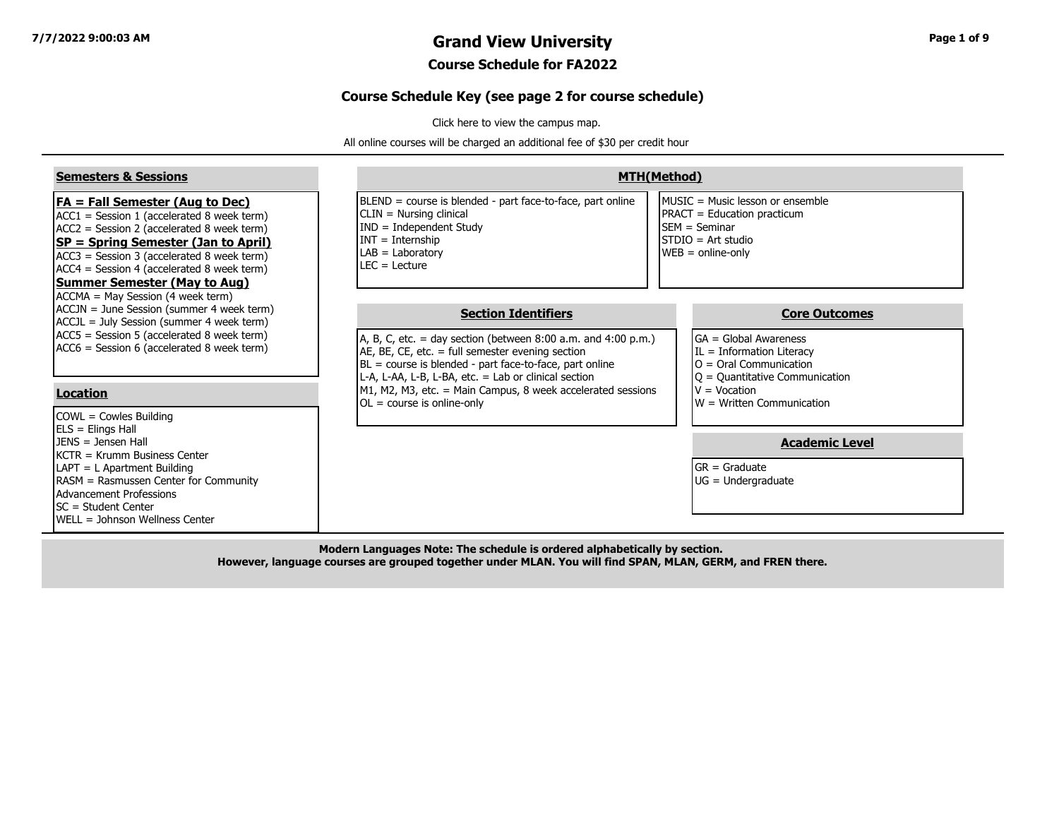# Grand View University

## Course Schedule for FA2022

### Course Schedule Key (see page 2 for course schedule)

Click here to view the campus map.

All online courses will be charged an additional fee of $30 per credit hour

#### Semesters & Sessions

**FA = Fall Semester (Aug to Dec)**
- ACC1 = Session 1 (accelerated 8 week term)
- ACC2 = Session 2 (accelerated 8 week term)

**SP = Spring Semester (Jan to April)**
- ACC3 = Session 3 (accelerated 8 week term)
- ACC4 = Session 4 (accelerated 8 week term)

**Summer Semester (May to Aug)**
- ACCMA = May Session (4 week term)
- ACCJN = June Session (summer 4 week term)
- ACCJL = July Session (summer 4 week term)
- ACC5 = Session 5 (accelerated 8 week term)
- ACC6 = Session 6 (accelerated 8 week term)

#### Location

- COWL = Cowles Building
- ELS = Elings Hall
- JENS = Jensen Hall
- KCTR = Krumm Business Center
- LAPT = L Apartment Building
- RASM = Rasmussen Center for Community Advancement Professions
- SC = Student Center
- WELL = Johnson Wellness Center

#### MTH(Method)

- BLEND = course is blended - part face-to-face, part online
- CLIN = Nursing clinical
- IND = Independent Study
- INT = Internship
- LAB = Laboratory
- LEC = Lecture
- MUSIC = Music lesson or ensemble
- PRACT = Education practicum
- SEM = Seminar
- STDIO = Art studio
- WEB = online-only

#### Section Identifiers

- A, B, C, etc. = day section (between 8:00 a.m. and 4:00 p.m.)
- AE, BE, CE, etc. = full semester evening section
- BL = course is blended - part face-to-face, part online
- L-A, L-AA, L-B, L-BA, etc. = Lab or clinical section
- M1, M2, M3, etc. = Main Campus, 8 week accelerated sessions
- OL = course is online-only

#### Core Outcomes

- GA = Global Awareness
- IL = Information Literacy
- O = Oral Communication
- Q = Quantitative Communication
- V = Vocation
- W = Written Communication

#### Academic Level

- GR = Graduate
- UG = Undergraduate

**Modern Languages Note: The schedule is ordered alphabetically by section.**
**However, language courses are grouped together under MLAN. You will find SPAN, MLAN, GERM, and FREN there.**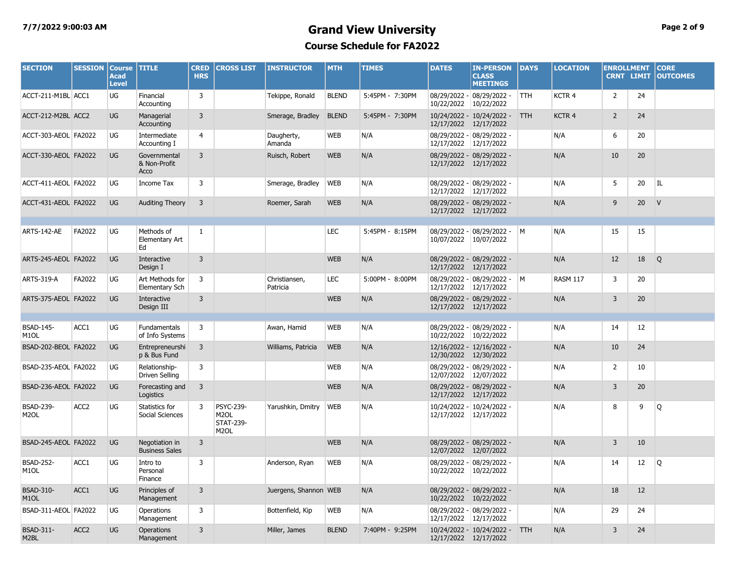# Grand View University

## Course Schedule for FA2022

| SECTION | SESSION | Course Acad Level | TITLE | CRED HRS | CROSS LIST | INSTRUCTOR | MTH | TIMES | DATES | IN-PERSON CLASS MEETINGS | DAYS | LOCATION | ENROLLMENT CRNT | ENROLLMENT LIMIT | CORE OUTCOMES |
|---|---|---|---|---|---|---|---|---|---|---|---|---|---|---|---|
| ACCT-211-M1BL | ACC1 | UG | Financial Accounting | 3 | | Tekippe, Ronald | BLEND | 5:45PM - 7:30PM | 08/29/2022 - 10/22/2022 | 08/29/2022 - 10/22/2022 | TTH | KCTR 4 | 2 | 24 | |
| ACCT-212-M2BL | ACC2 | UG | Managerial Accounting | 3 | | Smerage, Bradley | BLEND | 5:45PM - 7:30PM | 10/24/2022 - 12/17/2022 | 10/24/2022 - 12/17/2022 | TTH | KCTR 4 | 2 | 24 | |
| ACCT-303-AEOL | FA2022 | UG | Intermediate Accounting I | 4 | | Daugherty, Amanda | WEB | N/A | 08/29/2022 - 12/17/2022 | 08/29/2022 - 12/17/2022 | | N/A | 6 | 20 | |
| ACCT-330-AEOL | FA2022 | UG | Governmental & Non-Profit Acco | 3 | | Ruisch, Robert | WEB | N/A | 08/29/2022 - 12/17/2022 | 08/29/2022 - 12/17/2022 | | N/A | 10 | 20 | |
| ACCT-411-AEOL | FA2022 | UG | Income Tax | 3 | | Smerage, Bradley | WEB | N/A | 08/29/2022 - 12/17/2022 | 08/29/2022 - 12/17/2022 | | N/A | 5 | 20 | IL |
| ACCT-431-AEOL | FA2022 | UG | Auditing Theory | 3 | | Roemer, Sarah | WEB | N/A | 08/29/2022 - 12/17/2022 | 08/29/2022 - 12/17/2022 | | N/A | 9 | 20 | V |
| | | | | | | | | | | | | | | | |
| ARTS-142-AE | FA2022 | UG | Methods of Elementary Art Ed | 1 | | | LEC | 5:45PM - 8:15PM | 08/29/2022 - 10/07/2022 | 08/29/2022 - 10/07/2022 | M | N/A | 15 | 15 | |
| ARTS-245-AEOL | FA2022 | UG | Interactive Design I | 3 | | | WEB | N/A | 08/29/2022 - 12/17/2022 | 08/29/2022 - 12/17/2022 | | N/A | 12 | 18 | Q |
| ARTS-319-A | FA2022 | UG | Art Methods for Elementary Sch | 3 | | Christiansen, Patricia | LEC | 5:00PM - 8:00PM | 08/29/2022 - 12/17/2022 | 08/29/2022 - 12/17/2022 | M | RASM 117 | 3 | 20 | |
| ARTS-375-AEOL | FA2022 | UG | Interactive Design III | 3 | | | WEB | N/A | 08/29/2022 - 12/17/2022 | 08/29/2022 - 12/17/2022 | | N/A | 3 | 20 | |
| | | | | | | | | | | | | | | | |
| BSAD-145-M1OL | ACC1 | UG | Fundamentals of Info Systems | 3 | | Awan, Hamid | WEB | N/A | 08/29/2022 - 10/22/2022 | 08/29/2022 - 10/22/2022 | | N/A | 14 | 12 | |
| BSAD-202-BEOL | FA2022 | UG | Entrepreneurship & Bus Fund | 3 | | Williams, Patricia | WEB | N/A | 12/16/2022 - 12/30/2022 | 12/16/2022 - 12/30/2022 | | N/A | 10 | 24 | |
| BSAD-235-AEOL | FA2022 | UG | Relationship-Driven Selling | 3 | | | WEB | N/A | 08/29/2022 - 12/07/2022 | 08/29/2022 - 12/07/2022 | | N/A | 2 | 10 | |
| BSAD-236-AEOL | FA2022 | UG | Forecasting and Logistics | 3 | | | WEB | N/A | 08/29/2022 - 12/17/2022 | 08/29/2022 - 12/17/2022 | | N/A | 3 | 20 | |
| BSAD-239-M2OL | ACC2 | UG | Statistics for Social Sciences | 3 | PSYC-239-M2OL STAT-239-M2OL | Yarushkin, Dmitry | WEB | N/A | 10/24/2022 - 12/17/2022 | 10/24/2022 - 12/17/2022 | | N/A | 8 | 9 | Q |
| BSAD-245-AEOL | FA2022 | UG | Negotiation in Business Sales | 3 | | | WEB | N/A | 08/29/2022 - 12/07/2022 | 08/29/2022 - 12/07/2022 | | N/A | 3 | 10 | |
| BSAD-252-M1OL | ACC1 | UG | Intro to Personal Finance | 3 | | Anderson, Ryan | WEB | N/A | 08/29/2022 - 10/22/2022 | 08/29/2022 - 10/22/2022 | | N/A | 14 | 12 | Q |
| BSAD-310-M1OL | ACC1 | UG | Principles of Management | 3 | | Juergens, Shannon | WEB | N/A | 08/29/2022 - 10/22/2022 | 08/29/2022 - 10/22/2022 | | N/A | 18 | 12 | |
| BSAD-311-AEOL | FA2022 | UG | Operations Management | 3 | | Bottenfield, Kip | WEB | N/A | 08/29/2022 - 12/17/2022 | 08/29/2022 - 12/17/2022 | | N/A | 29 | 24 | |
| BSAD-311-M2BL | ACC2 | UG | Operations Management | 3 | | Miller, James | BLEND | 7:40PM - 9:25PM | 10/24/2022 - 12/17/2022 | 10/24/2022 - 12/17/2022 | TTH | N/A | 3 | 24 | |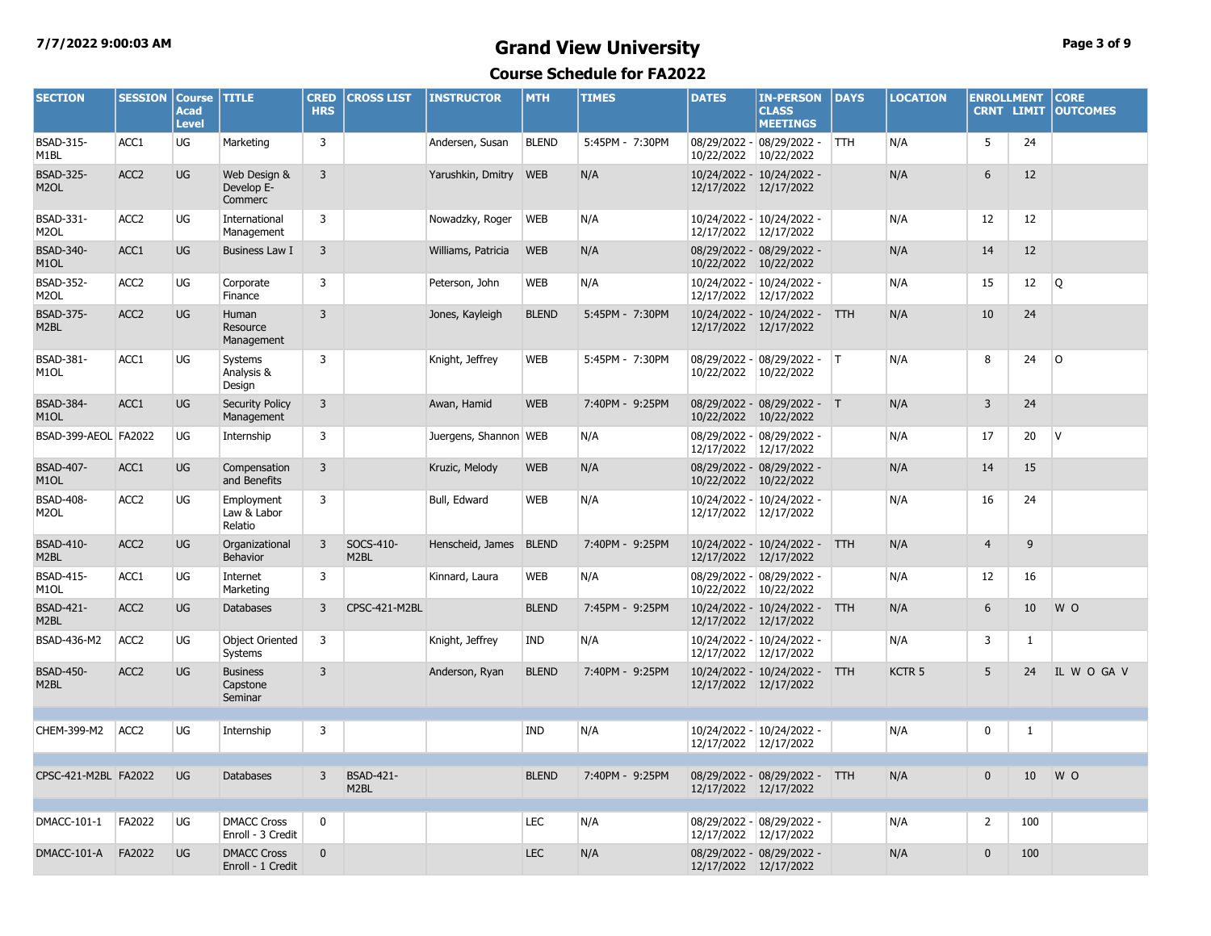# Grand View University

## Course Schedule for FA2022

| SECTION | SESSION | Course Acad Level | TITLE | CRED HRS | CROSS LIST | INSTRUCTOR | MTH | TIMES | DATES | IN-PERSON CLASS MEETINGS | DAYS | LOCATION | ENROLLMENT CRNT | ENROLLMENT LIMIT | CORE OUTCOMES |
|---|---|---|---|---|---|---|---|---|---|---|---|---|---|---|---|
| BSAD-315-M1BL | ACC1 | UG | Marketing | 3 | | Andersen, Susan | BLEND | 5:45PM - 7:30PM | 08/29/2022 - 10/22/2022 | 08/29/2022 - 10/22/2022 | TTH | N/A | 5 | 24 | |
| BSAD-325-M2OL | ACC2 | UG | Web Design & Develop E-Commerc | 3 | | Yarushkin, Dmitry | WEB | N/A | 10/24/2022 - 12/17/2022 | 10/24/2022 - 12/17/2022 | | N/A | 6 | 12 | |
| BSAD-331-M2OL | ACC2 | UG | International Management | 3 | | Nowadzky, Roger | WEB | N/A | 10/24/2022 - 12/17/2022 | 10/24/2022 - 12/17/2022 | | N/A | 12 | 12 | |
| BSAD-340-M1OL | ACC1 | UG | Business Law I | 3 | | Williams, Patricia | WEB | N/A | 08/29/2022 - 10/22/2022 | 08/29/2022 - 10/22/2022 | | N/A | 14 | 12 | |
| BSAD-352-M2OL | ACC2 | UG | Corporate Finance | 3 | | Peterson, John | WEB | N/A | 10/24/2022 - 12/17/2022 | 10/24/2022 - 12/17/2022 | | N/A | 15 | 12 | Q |
| BSAD-375-M2BL | ACC2 | UG | Human Resource Management | 3 | | Jones, Kayleigh | BLEND | 5:45PM - 7:30PM | 10/24/2022 - 12/17/2022 | 10/24/2022 - 12/17/2022 | TTH | N/A | 10 | 24 | |
| BSAD-381-M1OL | ACC1 | UG | Systems Analysis & Design | 3 | | Knight, Jeffrey | WEB | 5:45PM - 7:30PM | 08/29/2022 - 10/22/2022 | 08/29/2022 - 10/22/2022 | T | N/A | 8 | 24 | O |
| BSAD-384-M1OL | ACC1 | UG | Security Policy Management | 3 | | Awan, Hamid | WEB | 7:40PM - 9:25PM | 08/29/2022 - 10/22/2022 | 08/29/2022 - 10/22/2022 | T | N/A | 3 | 24 | |
| BSAD-399-AEOL | FA2022 | UG | Internship | 3 | | Juergens, Shannon | WEB | N/A | 08/29/2022 - 12/17/2022 | 08/29/2022 - 12/17/2022 | | N/A | 17 | 20 | V |
| BSAD-407-M1OL | ACC1 | UG | Compensation and Benefits | 3 | | Kruzic, Melody | WEB | N/A | 08/29/2022 - 10/22/2022 | 08/29/2022 - 10/22/2022 | | N/A | 14 | 15 | |
| BSAD-408-M2OL | ACC2 | UG | Employment Law & Labor Relatio | 3 | | Bull, Edward | WEB | N/A | 10/24/2022 - 12/17/2022 | 10/24/2022 - 12/17/2022 | | N/A | 16 | 24 | |
| BSAD-410-M2BL | ACC2 | UG | Organizational Behavior | 3 | SOCS-410-M2BL | Henscheid, James | BLEND | 7:40PM - 9:25PM | 10/24/2022 - 12/17/2022 | 10/24/2022 - 12/17/2022 | TTH | N/A | 4 | 9 | |
| BSAD-415-M1OL | ACC1 | UG | Internet Marketing | 3 | | Kinnard, Laura | WEB | N/A | 08/29/2022 - 10/22/2022 | 08/29/2022 - 10/22/2022 | | N/A | 12 | 16 | |
| BSAD-421-M2BL | ACC2 | UG | Databases | 3 | CPSC-421-M2BL | | BLEND | 7:45PM - 9:25PM | 10/24/2022 - 12/17/2022 | 10/24/2022 - 12/17/2022 | TTH | N/A | 6 | 10 | W O |
| BSAD-436-M2 | ACC2 | UG | Object Oriented Systems | 3 | | Knight, Jeffrey | IND | N/A | 10/24/2022 - 12/17/2022 | 10/24/2022 - 12/17/2022 | | N/A | 3 | 1 | |
| BSAD-450-M2BL | ACC2 | UG | Business Capstone Seminar | 3 | | Anderson, Ryan | BLEND | 7:40PM - 9:25PM | 10/24/2022 - 12/17/2022 | 10/24/2022 - 12/17/2022 | TTH | KCTR 5 | 5 | 24 | IL W O GA V |
| | | | | | | | | | | | | | | | |
| CHEM-399-M2 | ACC2 | UG | Internship | 3 | | | IND | N/A | 10/24/2022 - 12/17/2022 | 10/24/2022 - 12/17/2022 | | N/A | 0 | 1 | |
| | | | | | | | | | | | | | | | |
| CPSC-421-M2BL | FA2022 | UG | Databases | 3 | BSAD-421-M2BL | | BLEND | 7:40PM - 9:25PM | 08/29/2022 - 12/17/2022 | 08/29/2022 - 12/17/2022 | TTH | N/A | 0 | 10 | W O |
| | | | | | | | | | | | | | | | |
| DMACC-101-1 | FA2022 | UG | DMACC Cross Enroll - 3 Credit | 0 | | | LEC | N/A | 08/29/2022 - 12/17/2022 | 08/29/2022 - 12/17/2022 | | N/A | 2 | 100 | |
| DMACC-101-A | FA2022 | UG | DMACC Cross Enroll - 1 Credit | 0 | | | LEC | N/A | 08/29/2022 - 12/17/2022 | 08/29/2022 - 12/17/2022 | | N/A | 0 | 100 | |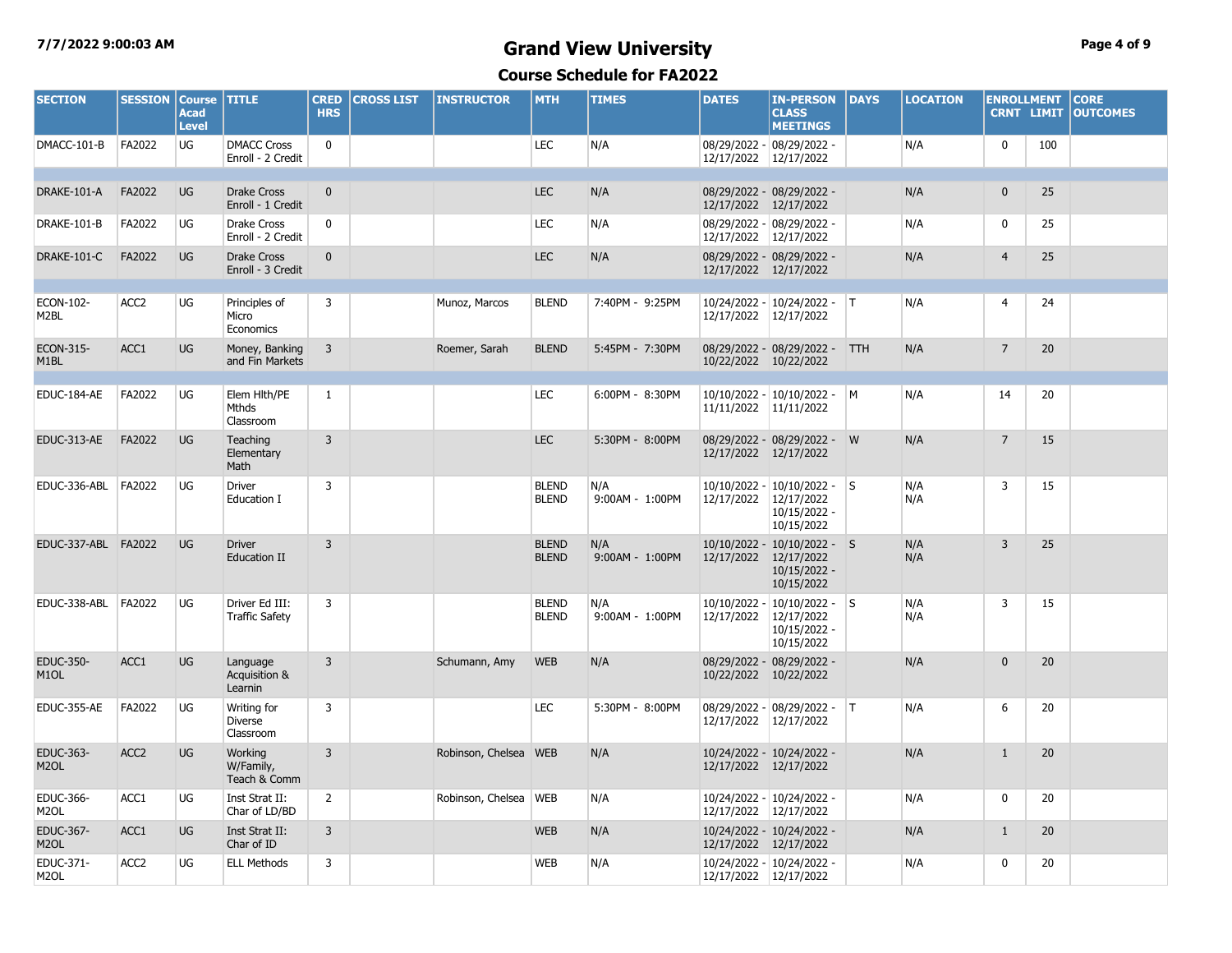# Grand View University

## Course Schedule for FA2022

| SECTION | SESSION | Course Acad Level | TITLE | CRED HRS | CROSS LIST | INSTRUCTOR | MTH | TIMES | DATES | IN-PERSON CLASS MEETINGS | DAYS | LOCATION | ENROLLMENT CRNT | ENROLLMENT LIMIT | CORE OUTCOMES |
|---|---|---|---|---|---|---|---|---|---|---|---|---|---|---|---|
| DMACC-101-B | FA2022 | UG | DMACC Cross Enroll - 2 Credit | 0 | | | LEC | N/A | 08/29/2022 - 12/17/2022 | 08/29/2022 - 12/17/2022 | | N/A | 0 | 100 | |
| DRAKE-101-A | FA2022 | UG | Drake Cross Enroll - 1 Credit | 0 | | | LEC | N/A | 08/29/2022 - 12/17/2022 | 08/29/2022 - 12/17/2022 | | N/A | 0 | 25 | |
| DRAKE-101-B | FA2022 | UG | Drake Cross Enroll - 2 Credit | 0 | | | LEC | N/A | 08/29/2022 - 12/17/2022 | 08/29/2022 - 12/17/2022 | | N/A | 0 | 25 | |
| DRAKE-101-C | FA2022 | UG | Drake Cross Enroll - 3 Credit | 0 | | | LEC | N/A | 08/29/2022 - 12/17/2022 | 08/29/2022 - 12/17/2022 | | N/A | 4 | 25 | |
| ECON-102-M2BL | ACC2 | UG | Principles of Micro Economics | 3 | | Munoz, Marcos | BLEND | 7:40PM - 9:25PM | 10/24/2022 - 12/17/2022 | 10/24/2022 - 12/17/2022 | T | N/A | 4 | 24 | |
| ECON-315-M1BL | ACC1 | UG | Money, Banking and Fin Markets | 3 | | Roemer, Sarah | BLEND | 5:45PM - 7:30PM | 08/29/2022 - 10/22/2022 | 08/29/2022 - 10/22/2022 | TTH | N/A | 7 | 20 | |
| EDUC-184-AE | FA2022 | UG | Elem Hlth/PE Mthds Classroom | 1 | | | LEC | 6:00PM - 8:30PM | 10/10/2022 - 11/11/2022 | 10/10/2022 - 11/11/2022 | M | N/A | 14 | 20 | |
| EDUC-313-AE | FA2022 | UG | Teaching Elementary Math | 3 | | | LEC | 5:30PM - 8:00PM | 08/29/2022 - 12/17/2022 | 08/29/2022 - 12/17/2022 | W | N/A | 7 | 15 | |
| EDUC-336-ABL | FA2022 | UG | Driver Education I | 3 | | | BLEND<br>BLEND | N/A<br>9:00AM - 1:00PM | 10/10/2022 - 12/17/2022 | 10/10/2022 - 12/17/2022<br>10/15/2022 - 10/15/2022 | S | N/A<br>N/A | 3 | 15 | |
| EDUC-337-ABL | FA2022 | UG | Driver Education II | 3 | | | BLEND<br>BLEND | N/A<br>9:00AM - 1:00PM | 10/10/2022 - 12/17/2022 | 10/10/2022 - 12/17/2022<br>10/15/2022 - 10/15/2022 | S | N/A<br>N/A | 3 | 25 | |
| EDUC-338-ABL | FA2022 | UG | Driver Ed III: Traffic Safety | 3 | | | BLEND<br>BLEND | N/A<br>9:00AM - 1:00PM | 10/10/2022 - 12/17/2022 | 10/10/2022 - 12/17/2022<br>10/15/2022 - 10/15/2022 | S | N/A<br>N/A | 3 | 15 | |
| EDUC-350-M1OL | ACC1 | UG | Language Acquisition & Learnin | 3 | | Schumann, Amy | WEB | N/A | 08/29/2022 - 10/22/2022 | 08/29/2022 - 10/22/2022 | | N/A | 0 | 20 | |
| EDUC-355-AE | FA2022 | UG | Writing for Diverse Classroom | 3 | | | LEC | 5:30PM - 8:00PM | 08/29/2022 - 12/17/2022 | 08/29/2022 - 12/17/2022 | T | N/A | 6 | 20 | |
| EDUC-363-M2OL | ACC2 | UG | Working W/Family, Teach & Comm | 3 | | Robinson, Chelsea | WEB | N/A | 10/24/2022 - 12/17/2022 | 10/24/2022 - 12/17/2022 | | N/A | 1 | 20 | |
| EDUC-366-M2OL | ACC1 | UG | Inst Strat II: Char of LD/BD | 2 | | Robinson, Chelsea | WEB | N/A | 10/24/2022 - 12/17/2022 | 10/24/2022 - 12/17/2022 | | N/A | 0 | 20 | |
| EDUC-367-M2OL | ACC1 | UG | Inst Strat II: Char of ID | 3 | | | WEB | N/A | 10/24/2022 - 12/17/2022 | 10/24/2022 - 12/17/2022 | | N/A | 1 | 20 | |
| EDUC-371-M2OL | ACC2 | UG | ELL Methods | 3 | | | WEB | N/A | 10/24/2022 - 12/17/2022 | 10/24/2022 - 12/17/2022 | | N/A | 0 | 20 | |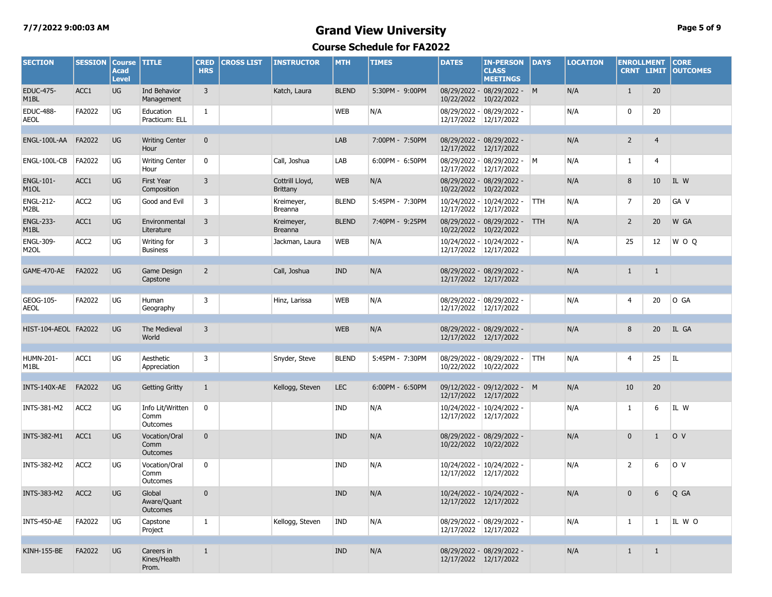# Grand View University

## Course Schedule for FA2022

7/7/2022 9:00:03 AM

| SECTION | SESSION | Course Acad Level | TITLE | CRED HRS | CROSS LIST | INSTRUCTOR | MTH | TIMES | DATES | IN-PERSON CLASS MEETINGS | DAYS | LOCATION | ENROLLMENT CRNT | LIMIT | CORE OUTCOMES |
|---|---|---|---|---|---|---|---|---|---|---|---|---|---|---|---|
| EDUC-475-M1BL | ACC1 | UG | Ind Behavior Management | 3 | | Katch, Laura | BLEND | 5:30PM - 9:00PM | 08/29/2022 - 10/22/2022 | 08/29/2022 - 10/22/2022 | M | N/A | 1 | 20 | |
| EDUC-488-AEOL | FA2022 | UG | Education Practicum: ELL | 1 | | | WEB | N/A | 08/29/2022 - 12/17/2022 | 08/29/2022 - 12/17/2022 | | N/A | 0 | 20 | |
| ENGL-100L-AA | FA2022 | UG | Writing Center Hour | 0 | | | LAB | 7:00PM - 7:50PM | 08/29/2022 - 12/17/2022 | 08/29/2022 - 12/17/2022 | | N/A | 2 | 4 | |
| ENGL-100L-CB | FA2022 | UG | Writing Center Hour | 0 | | Call, Joshua | LAB | 6:00PM - 6:50PM | 08/29/2022 - 12/17/2022 | 08/29/2022 - 12/17/2022 | M | N/A | 1 | 4 | |
| ENGL-101-M1OL | ACC1 | UG | First Year Composition | 3 | | Cottrill Lloyd, Brittany | WEB | N/A | 08/29/2022 - 10/22/2022 | 08/29/2022 - 10/22/2022 | | N/A | 8 | 10 | IL W |
| ENGL-212-M2BL | ACC2 | UG | Good and Evil | 3 | | Kreimeyer, Breanna | BLEND | 5:45PM - 7:30PM | 10/24/2022 - 12/17/2022 | 10/24/2022 - 12/17/2022 | TTH | N/A | 7 | 20 | GA V |
| ENGL-233-M1BL | ACC1 | UG | Environmental Literature | 3 | | Kreimeyer, Breanna | BLEND | 7:40PM - 9:25PM | 08/29/2022 - 10/22/2022 | 08/29/2022 - 10/22/2022 | TTH | N/A | 2 | 20 | W GA |
| ENGL-309-M2OL | ACC2 | UG | Writing for Business | 3 | | Jackman, Laura | WEB | N/A | 10/24/2022 - 12/17/2022 | 10/24/2022 - 12/17/2022 | | N/A | 25 | 12 | W O Q |
| GAME-470-AE | FA2022 | UG | Game Design Capstone | 2 | | Call, Joshua | IND | N/A | 08/29/2022 - 12/17/2022 | 08/29/2022 - 12/17/2022 | | N/A | 1 | 1 | |
| GEOG-105-AEOL | FA2022 | UG | Human Geography | 3 | | Hinz, Larissa | WEB | N/A | 08/29/2022 - 12/17/2022 | 08/29/2022 - 12/17/2022 | | N/A | 4 | 20 | O GA |
| HIST-104-AEOL | FA2022 | UG | The Medieval World | 3 | | | WEB | N/A | 08/29/2022 - 12/17/2022 | 08/29/2022 - 12/17/2022 | | N/A | 8 | 20 | IL GA |
| HUMN-201-M1BL | ACC1 | UG | Aesthetic Appreciation | 3 | | Snyder, Steve | BLEND | 5:45PM - 7:30PM | 08/29/2022 - 10/22/2022 | 08/29/2022 - 10/22/2022 | TTH | N/A | 4 | 25 | IL |
| INTS-140X-AE | FA2022 | UG | Getting Gritty | 1 | | Kellogg, Steven | LEC | 6:00PM - 6:50PM | 09/12/2022 - 12/17/2022 | 09/12/2022 - 12/17/2022 | M | N/A | 10 | 20 | |
| INTS-381-M2 | ACC2 | UG | Info Lit/Written Comm Outcomes | 0 | | | IND | N/A | 10/24/2022 - 12/17/2022 | 10/24/2022 - 12/17/2022 | | N/A | 1 | 6 | IL W |
| INTS-382-M1 | ACC1 | UG | Vocation/Oral Comm Outcomes | 0 | | | IND | N/A | 08/29/2022 - 10/22/2022 | 08/29/2022 - 10/22/2022 | | N/A | 0 | 1 | O V |
| INTS-382-M2 | ACC2 | UG | Vocation/Oral Comm Outcomes | 0 | | | IND | N/A | 10/24/2022 - 12/17/2022 | 10/24/2022 - 12/17/2022 | | N/A | 2 | 6 | O V |
| INTS-383-M2 | ACC2 | UG | Global Aware/Quant Outcomes | 0 | | | IND | N/A | 10/24/2022 - 12/17/2022 | 10/24/2022 - 12/17/2022 | | N/A | 0 | 6 | Q GA |
| INTS-450-AE | FA2022 | UG | Capstone Project | 1 | | Kellogg, Steven | IND | N/A | 08/29/2022 - 12/17/2022 | 08/29/2022 - 12/17/2022 | | N/A | 1 | 1 | IL W O |
| KINH-155-BE | FA2022 | UG | Careers in Kines/Health Prom. | 1 | | | IND | N/A | 08/29/2022 - 12/17/2022 | 08/29/2022 - 12/17/2022 | | N/A | 1 | 1 | |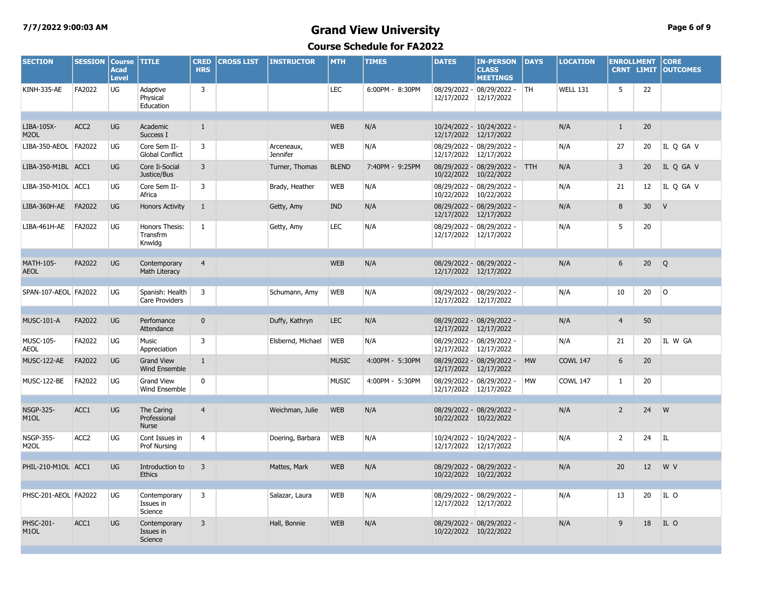# Grand View University

## Course Schedule for FA2022

7/7/2022 9:00:03 AM

| SECTION | SESSION | Course Acad Level | TITLE | CRED HRS | CROSS LIST | INSTRUCTOR | MTH | TIMES | DATES | IN-PERSON CLASS MEETINGS | DAYS | LOCATION | ENROLLMENT CRNT | LIMIT | CORE OUTCOMES |
|---|---|---|---|---|---|---|---|---|---|---|---|---|---|---|---|
| KINH-335-AE | FA2022 | UG | Adaptive Physical Education | 3 | | | LEC | 6:00PM - 8:30PM | 08/29/2022 - 12/17/2022 | 08/29/2022 - 12/17/2022 | TH | WELL 131 | 5 | 22 | |
| LIBA-105X-M2OL | ACC2 | UG | Academic Success I | 1 | | | WEB | N/A | 10/24/2022 - 12/17/2022 | 10/24/2022 - 12/17/2022 | | N/A | 1 | 20 | |
| LIBA-350-AEOL | FA2022 | UG | Core Sem II-Global Conflict | 3 | | Arceneaux, Jennifer | WEB | N/A | 08/29/2022 - 12/17/2022 | 08/29/2022 - 12/17/2022 | | N/A | 27 | 20 | IL Q GA V |
| LIBA-350-M1BL | ACC1 | UG | Core Ii-Social Justice/Bus | 3 | | Turner, Thomas | BLEND | 7:40PM - 9:25PM | 08/29/2022 - 10/22/2022 | 08/29/2022 - 10/22/2022 | TTH | N/A | 3 | 20 | IL Q GA V |
| LIBA-350-M1OL | ACC1 | UG | Core Sem II-Africa | 3 | | Brady, Heather | WEB | N/A | 08/29/2022 - 10/22/2022 | 08/29/2022 - 10/22/2022 | | N/A | 21 | 12 | IL Q GA V |
| LIBA-360H-AE | FA2022 | UG | Honors Activity | 1 | | Getty, Amy | IND | N/A | 08/29/2022 - 12/17/2022 | 08/29/2022 - 12/17/2022 | | N/A | 8 | 30 | V |
| LIBA-461H-AE | FA2022 | UG | Honors Thesis: Transfrm Knwldg | 1 | | Getty, Amy | LEC | N/A | 08/29/2022 - 12/17/2022 | 08/29/2022 - 12/17/2022 | | N/A | 5 | 20 | |
| MATH-105-AEOL | FA2022 | UG | Contemporary Math Literacy | 4 | | | WEB | N/A | 08/29/2022 - 12/17/2022 | 08/29/2022 - 12/17/2022 | | N/A | 6 | 20 | Q |
| SPAN-107-AEOL | FA2022 | UG | Spanish: Health Care Providers | 3 | | Schumann, Amy | WEB | N/A | 08/29/2022 - 12/17/2022 | 08/29/2022 - 12/17/2022 | | N/A | 10 | 20 | O |
| MUSC-101-A | FA2022 | UG | Perfomance Attendance | 0 | | Duffy, Kathryn | LEC | N/A | 08/29/2022 - 12/17/2022 | 08/29/2022 - 12/17/2022 | | N/A | 4 | 50 | |
| MUSC-105-AEOL | FA2022 | UG | Music Appreciation | 3 | | Elsbernd, Michael | WEB | N/A | 08/29/2022 - 12/17/2022 | 08/29/2022 - 12/17/2022 | | N/A | 21 | 20 | IL W GA |
| MUSC-122-AE | FA2022 | UG | Grand View Wind Ensemble | 1 | | | MUSIC | 4:00PM - 5:30PM | 08/29/2022 - 12/17/2022 | 08/29/2022 - 12/17/2022 | MW | COWL 147 | 6 | 20 | |
| MUSC-122-BE | FA2022 | UG | Grand View Wind Ensemble | 0 | | | MUSIC | 4:00PM - 5:30PM | 08/29/2022 - 12/17/2022 | 08/29/2022 - 12/17/2022 | MW | COWL 147 | 1 | 20 | |
| NSGP-325-M1OL | ACC1 | UG | The Caring Professional Nurse | 4 | | Weichman, Julie | WEB | N/A | 08/29/2022 - 10/22/2022 | 08/29/2022 - 10/22/2022 | | N/A | 2 | 24 | W |
| NSGP-355-M2OL | ACC2 | UG | Cont Issues in Prof Nursing | 4 | | Doering, Barbara | WEB | N/A | 10/24/2022 - 12/17/2022 | 10/24/2022 - 12/17/2022 | | N/A | 2 | 24 | IL |
| PHIL-210-M1OL | ACC1 | UG | Introduction to Ethics | 3 | | Mattes, Mark | WEB | N/A | 08/29/2022 - 10/22/2022 | 08/29/2022 - 10/22/2022 | | N/A | 20 | 12 | W V |
| PHSC-201-AEOL | FA2022 | UG | Contemporary Issues in Science | 3 | | Salazar, Laura | WEB | N/A | 08/29/2022 - 12/17/2022 | 08/29/2022 - 12/17/2022 | | N/A | 13 | 20 | IL O |
| PHSC-201-M1OL | ACC1 | UG | Contemporary Issues in Science | 3 | | Hall, Bonnie | WEB | N/A | 08/29/2022 - 10/22/2022 | 08/29/2022 - 10/22/2022 | | N/A | 9 | 18 | IL O |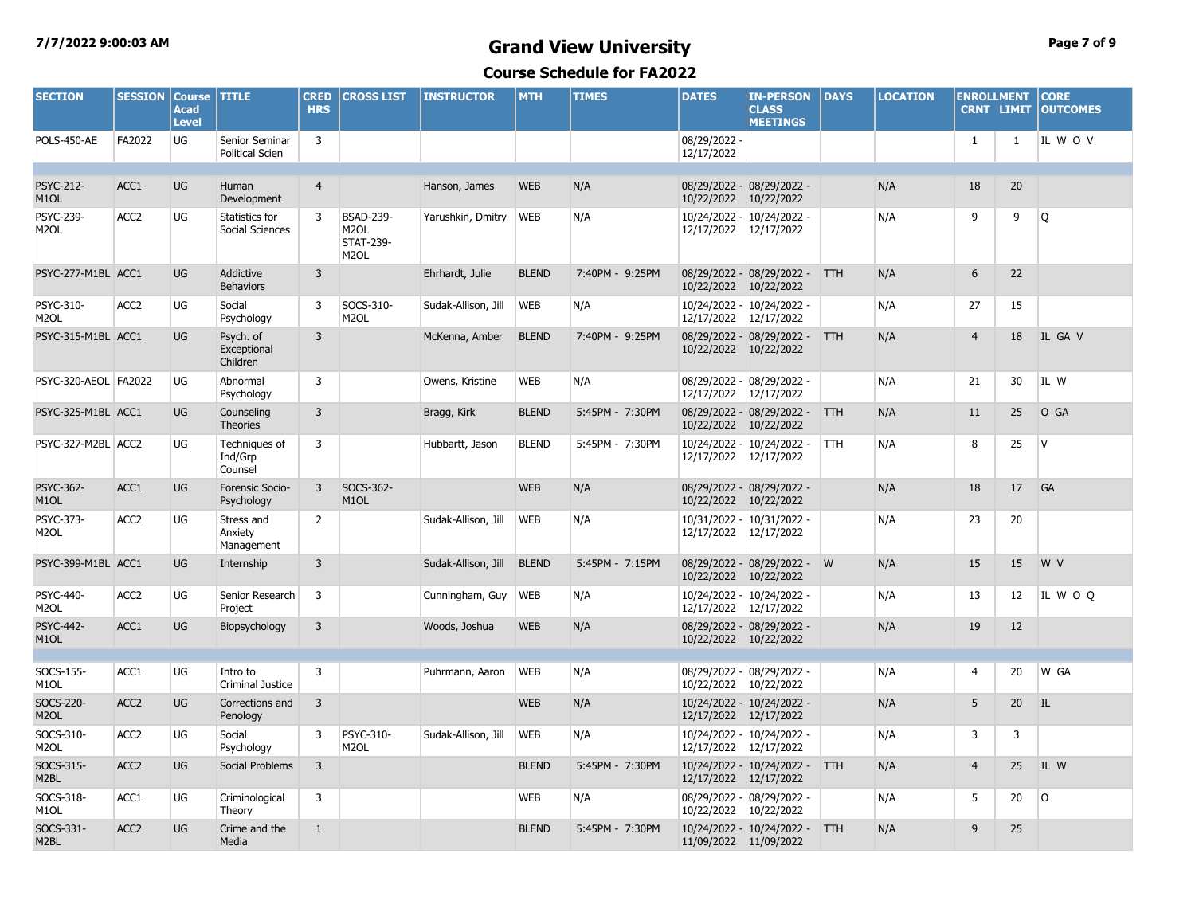# Grand View University

## Course Schedule for FA2022

| SECTION | SESSION | Course Acad Level | TITLE | CRED HRS | CROSS LIST | INSTRUCTOR | MTH | TIMES | DATES | IN-PERSON CLASS MEETINGS | DAYS | LOCATION | ENROLLMENT CRNT | LIMIT | CORE OUTCOMES |
|---|---|---|---|---|---|---|---|---|---|---|---|---|---|---|---|
| POLS-450-AE | FA2022 | UG | Senior Seminar Political Scien | 3 | | | | | 08/29/2022 - 12/17/2022 | | | | 1 | 1 | IL W O V |
| | | | | | | | | | | | | | | | |
| PSYC-212-M1OL | ACC1 | UG | Human Development | 4 | | Hanson, James | WEB | N/A | 08/29/2022 - 10/22/2022 | 08/29/2022 - 10/22/2022 | | N/A | 18 | 20 | |
| PSYC-239-M2OL | ACC2 | UG | Statistics for Social Sciences | 3 | BSAD-239-M2OL STAT-239-M2OL | Yarushkin, Dmitry | WEB | N/A | 10/24/2022 - 12/17/2022 | 10/24/2022 - 12/17/2022 | | N/A | 9 | 9 | Q |
| PSYC-277-M1BL | ACC1 | UG | Addictive Behaviors | 3 | | Ehrhardt, Julie | BLEND | 7:40PM - 9:25PM | 08/29/2022 - 10/22/2022 | 08/29/2022 - 10/22/2022 | TTH | N/A | 6 | 22 | |
| PSYC-310-M2OL | ACC2 | UG | Social Psychology | 3 | SOCS-310-M2OL | Sudak-Allison, Jill | WEB | N/A | 10/24/2022 - 12/17/2022 | 10/24/2022 - 12/17/2022 | | N/A | 27 | 15 | |
| PSYC-315-M1BL | ACC1 | UG | Psych. of Exceptional Children | 3 | | McKenna, Amber | BLEND | 7:40PM - 9:25PM | 08/29/2022 - 10/22/2022 | 08/29/2022 - 10/22/2022 | TTH | N/A | 4 | 18 | IL GA V |
| PSYC-320-AEOL | FA2022 | UG | Abnormal Psychology | 3 | | Owens, Kristine | WEB | N/A | 08/29/2022 - 12/17/2022 | 08/29/2022 - 12/17/2022 | | N/A | 21 | 30 | IL W |
| PSYC-325-M1BL | ACC1 | UG | Counseling Theories | 3 | | Bragg, Kirk | BLEND | 5:45PM - 7:30PM | 08/29/2022 - 10/22/2022 | 08/29/2022 - 10/22/2022 | TTH | N/A | 11 | 25 | O GA |
| PSYC-327-M2BL | ACC2 | UG | Techniques of Ind/Grp Counsel | 3 | | Hubbartt, Jason | BLEND | 5:45PM - 7:30PM | 10/24/2022 - 12/17/2022 | 10/24/2022 - 12/17/2022 | TTH | N/A | 8 | 25 | V |
| PSYC-362-M1OL | ACC1 | UG | Forensic Socio-Psychology | 3 | SOCS-362-M1OL | | WEB | N/A | 08/29/2022 - 10/22/2022 | 08/29/2022 - 10/22/2022 | | N/A | 18 | 17 | GA |
| PSYC-373-M2OL | ACC2 | UG | Stress and Anxiety Management | 2 | | Sudak-Allison, Jill | WEB | N/A | 10/31/2022 - 12/17/2022 | 10/31/2022 - 12/17/2022 | | N/A | 23 | 20 | |
| PSYC-399-M1BL | ACC1 | UG | Internship | 3 | | Sudak-Allison, Jill | BLEND | 5:45PM - 7:15PM | 08/29/2022 - 10/22/2022 | 08/29/2022 - 10/22/2022 | W | N/A | 15 | 15 | W V |
| PSYC-440-M2OL | ACC2 | UG | Senior Research Project | 3 | | Cunningham, Guy | WEB | N/A | 10/24/2022 - 12/17/2022 | 10/24/2022 - 12/17/2022 | | N/A | 13 | 12 | IL W O Q |
| PSYC-442-M1OL | ACC1 | UG | Biopsychology | 3 | | Woods, Joshua | WEB | N/A | 08/29/2022 - 10/22/2022 | 08/29/2022 - 10/22/2022 | | N/A | 19 | 12 | |
| | | | | | | | | | | | | | | | |
| SOCS-155-M1OL | ACC1 | UG | Intro to Criminal Justice | 3 | | Puhrmann, Aaron | WEB | N/A | 08/29/2022 - 10/22/2022 | 08/29/2022 - 10/22/2022 | | N/A | 4 | 20 | W GA |
| SOCS-220-M2OL | ACC2 | UG | Corrections and Penology | 3 | | | WEB | N/A | 10/24/2022 - 12/17/2022 | 10/24/2022 - 12/17/2022 | | N/A | 5 | 20 | IL |
| SOCS-310-M2OL | ACC2 | UG | Social Psychology | 3 | PSYC-310-M2OL | Sudak-Allison, Jill | WEB | N/A | 10/24/2022 - 12/17/2022 | 10/24/2022 - 12/17/2022 | | N/A | 3 | 3 | |
| SOCS-315-M2BL | ACC2 | UG | Social Problems | 3 | | | BLEND | 5:45PM - 7:30PM | 10/24/2022 - 12/17/2022 | 10/24/2022 - 12/17/2022 | TTH | N/A | 4 | 25 | IL W |
| SOCS-318-M1OL | ACC1 | UG | Criminological Theory | 3 | | | WEB | N/A | 08/29/2022 - 10/22/2022 | 08/29/2022 - 10/22/2022 | | N/A | 5 | 20 | O |
| SOCS-331-M2BL | ACC2 | UG | Crime and the Media | 1 | | | BLEND | 5:45PM - 7:30PM | 10/24/2022 - 11/09/2022 | 10/24/2022 - 11/09/2022 | TTH | N/A | 9 | 25 | |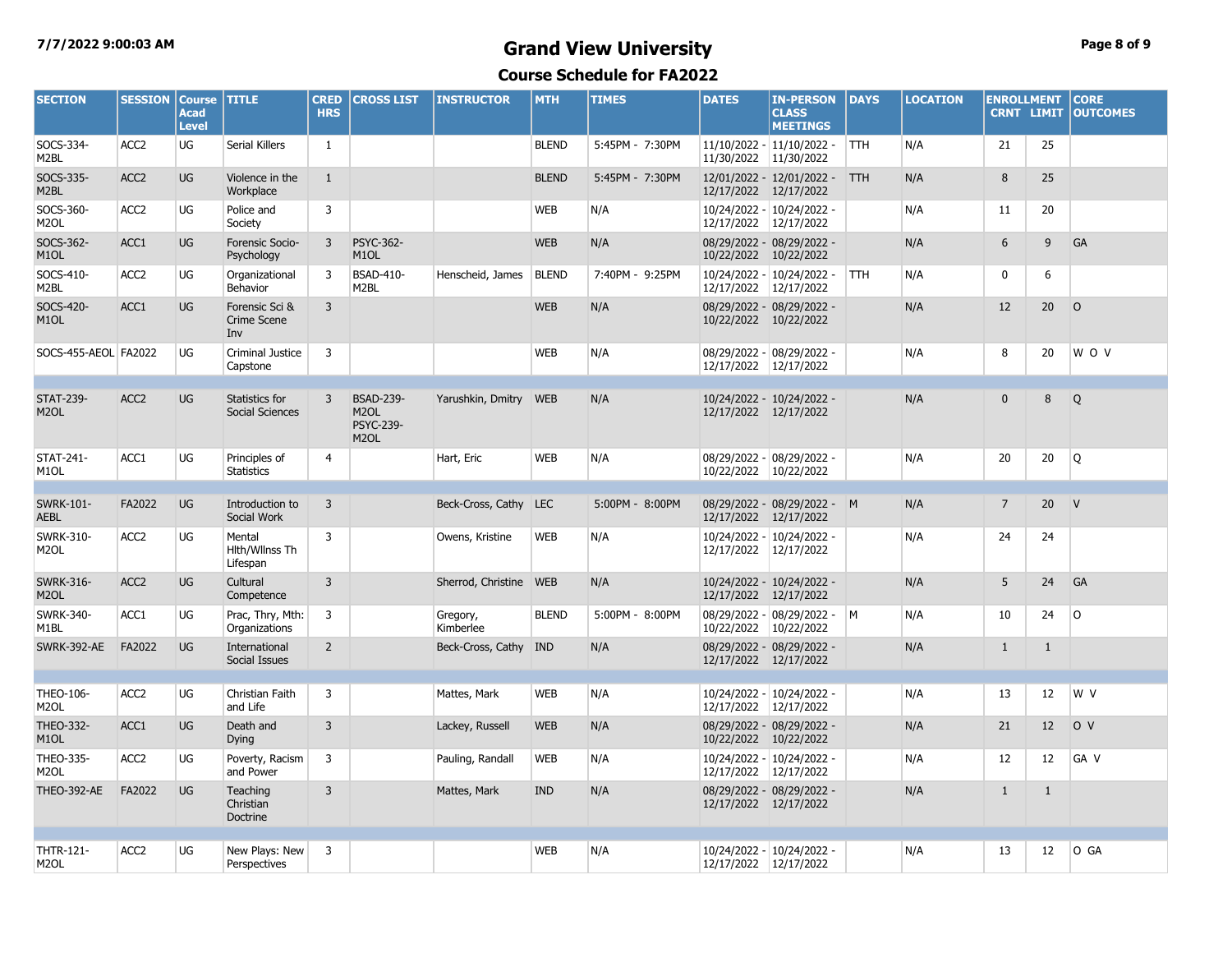# Grand View University

## Course Schedule for FA2022

| SECTION | SESSION | Course Acad Level | TITLE | CRED HRS | CROSS LIST | INSTRUCTOR | MTH | TIMES | DATES | IN-PERSON CLASS MEETINGS | DAYS | LOCATION | ENROLLMENT CRNT | LIMIT | CORE OUTCOMES |
|---|---|---|---|---|---|---|---|---|---|---|---|---|---|---|---|
| SOCS-334-M2BL | ACC2 | UG | Serial Killers | 1 | | | BLEND | 5:45PM - 7:30PM | 11/10/2022 - 11/30/2022 | 11/10/2022 - 11/30/2022 | TTH | N/A | 21 | 25 | |
| SOCS-335-M2BL | ACC2 | UG | Violence in the Workplace | 1 | | | BLEND | 5:45PM - 7:30PM | 12/01/2022 - 12/17/2022 | 12/01/2022 - 12/17/2022 | TTH | N/A | 8 | 25 | |
| SOCS-360-M2OL | ACC2 | UG | Police and Society | 3 | | | WEB | N/A | 10/24/2022 - 12/17/2022 | 10/24/2022 - 12/17/2022 | | N/A | 11 | 20 | |
| SOCS-362-M1OL | ACC1 | UG | Forensic Socio-Psychology | 3 | PSYC-362-M1OL | | WEB | N/A | 08/29/2022 - 10/22/2022 | 08/29/2022 - 10/22/2022 | | N/A | 6 | 9 | GA |
| SOCS-410-M2BL | ACC2 | UG | Organizational Behavior | 3 | BSAD-410-M2BL | Henscheid, James | BLEND | 7:40PM - 9:25PM | 10/24/2022 - 12/17/2022 | 10/24/2022 - 12/17/2022 | TTH | N/A | 0 | 6 | |
| SOCS-420-M1OL | ACC1 | UG | Forensic Sci & Crime Scene Inv | 3 | | | WEB | N/A | 08/29/2022 - 10/22/2022 | 08/29/2022 - 10/22/2022 | | N/A | 12 | 20 | O |
| SOCS-455-AEOL | FA2022 | UG | Criminal Justice Capstone | 3 | | | WEB | N/A | 08/29/2022 - 12/17/2022 | 08/29/2022 - 12/17/2022 | | N/A | 8 | 20 | W O V |
| STAT-239-M2OL | ACC2 | UG | Statistics for Social Sciences | 3 | BSAD-239-M2OL PSYC-239-M2OL | Yarushkin, Dmitry | WEB | N/A | 10/24/2022 - 12/17/2022 | 10/24/2022 - 12/17/2022 | | N/A | 0 | 8 | Q |
| STAT-241-M1OL | ACC1 | UG | Principles of Statistics | 4 | | Hart, Eric | WEB | N/A | 08/29/2022 - 10/22/2022 | 08/29/2022 - 10/22/2022 | | N/A | 20 | 20 | Q |
| SWRK-101-AEBL | FA2022 | UG | Introduction to Social Work | 3 | | Beck-Cross, Cathy | LEC | 5:00PM - 8:00PM | 08/29/2022 - 12/17/2022 | 08/29/2022 - 12/17/2022 | M | N/A | 7 | 20 | V |
| SWRK-310-M2OL | ACC2 | UG | Mental Hlth/Wllnss Th Lifespan | 3 | | Owens, Kristine | WEB | N/A | 10/24/2022 - 12/17/2022 | 10/24/2022 - 12/17/2022 | | N/A | 24 | 24 | |
| SWRK-316-M2OL | ACC2 | UG | Cultural Competence | 3 | | Sherrod, Christine | WEB | N/A | 10/24/2022 - 12/17/2022 | 10/24/2022 - 12/17/2022 | | N/A | 5 | 24 | GA |
| SWRK-340-M1BL | ACC1 | UG | Prac, Thry, Mth: Organizations | 3 | | Gregory, Kimberlee | BLEND | 5:00PM - 8:00PM | 08/29/2022 - 10/22/2022 | 08/29/2022 - 10/22/2022 | M | N/A | 10 | 24 | O |
| SWRK-392-AE | FA2022 | UG | International Social Issues | 2 | | Beck-Cross, Cathy | IND | N/A | 08/29/2022 - 12/17/2022 | 08/29/2022 - 12/17/2022 | | N/A | 1 | 1 | |
| THEO-106-M2OL | ACC2 | UG | Christian Faith and Life | 3 | | Mattes, Mark | WEB | N/A | 10/24/2022 - 12/17/2022 | 10/24/2022 - 12/17/2022 | | N/A | 13 | 12 | W V |
| THEO-332-M1OL | ACC1 | UG | Death and Dying | 3 | | Lackey, Russell | WEB | N/A | 08/29/2022 - 10/22/2022 | 08/29/2022 - 10/22/2022 | | N/A | 21 | 12 | O V |
| THEO-335-M2OL | ACC2 | UG | Poverty, Racism and Power | 3 | | Pauling, Randall | WEB | N/A | 10/24/2022 - 12/17/2022 | 10/24/2022 - 12/17/2022 | | N/A | 12 | 12 | GA V |
| THEO-392-AE | FA2022 | UG | Teaching Christian Doctrine | 3 | | Mattes, Mark | IND | N/A | 08/29/2022 - 12/17/2022 | 08/29/2022 - 12/17/2022 | | N/A | 1 | 1 | |
| THTR-121-M2OL | ACC2 | UG | New Plays: New Perspectives | 3 | | | WEB | N/A | 10/24/2022 - 12/17/2022 | 10/24/2022 - 12/17/2022 | | N/A | 13 | 12 | O GA |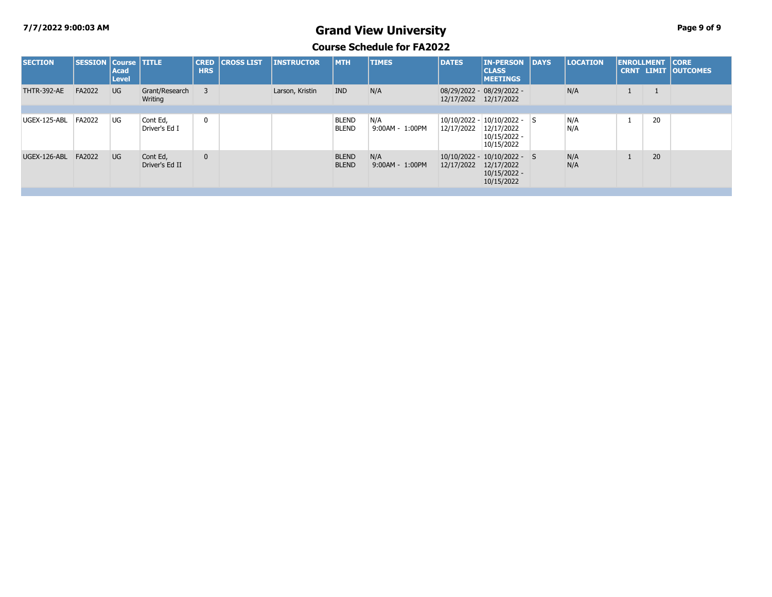# Grand View University

## Course Schedule for FA2022

| SECTION | SESSION | Course Acad Level | TITLE | CRED HRS | CROSS LIST | INSTRUCTOR | MTH | TIMES | DATES | IN-PERSON CLASS MEETINGS | DAYS | LOCATION | ENROLLMENT CRNT | ENROLLMENT LIMIT | CORE OUTCOMES |
|---|---|---|---|---|---|---|---|---|---|---|---|---|---|---|---|
| THTR-392-AE | FA2022 | UG | Grant/Research Writing | 3 | | Larson, Kristin | IND | N/A | 08/29/2022 - 12/17/2022 | 08/29/2022 - 12/17/2022 | | N/A | 1 | 1 | |
| UGEX-125-ABL | FA2022 | UG | Cont Ed, Driver's Ed I | 0 | | | BLEND<br>BLEND | N/A<br>9:00AM - 1:00PM | 10/10/2022 - 12/17/2022 | 10/10/2022 - 12/17/2022<br>10/15/2022 - 10/15/2022 | S | N/A<br>N/A | 1 | 20 | |
| UGEX-126-ABL | FA2022 | UG | Cont Ed, Driver's Ed II | 0 | | | BLEND<br>BLEND | N/A<br>9:00AM - 1:00PM | 10/10/2022 - 12/17/2022 | 10/10/2022 - 12/17/2022<br>10/15/2022 - 10/15/2022 | S | N/A<br>N/A | 1 | 20 | |